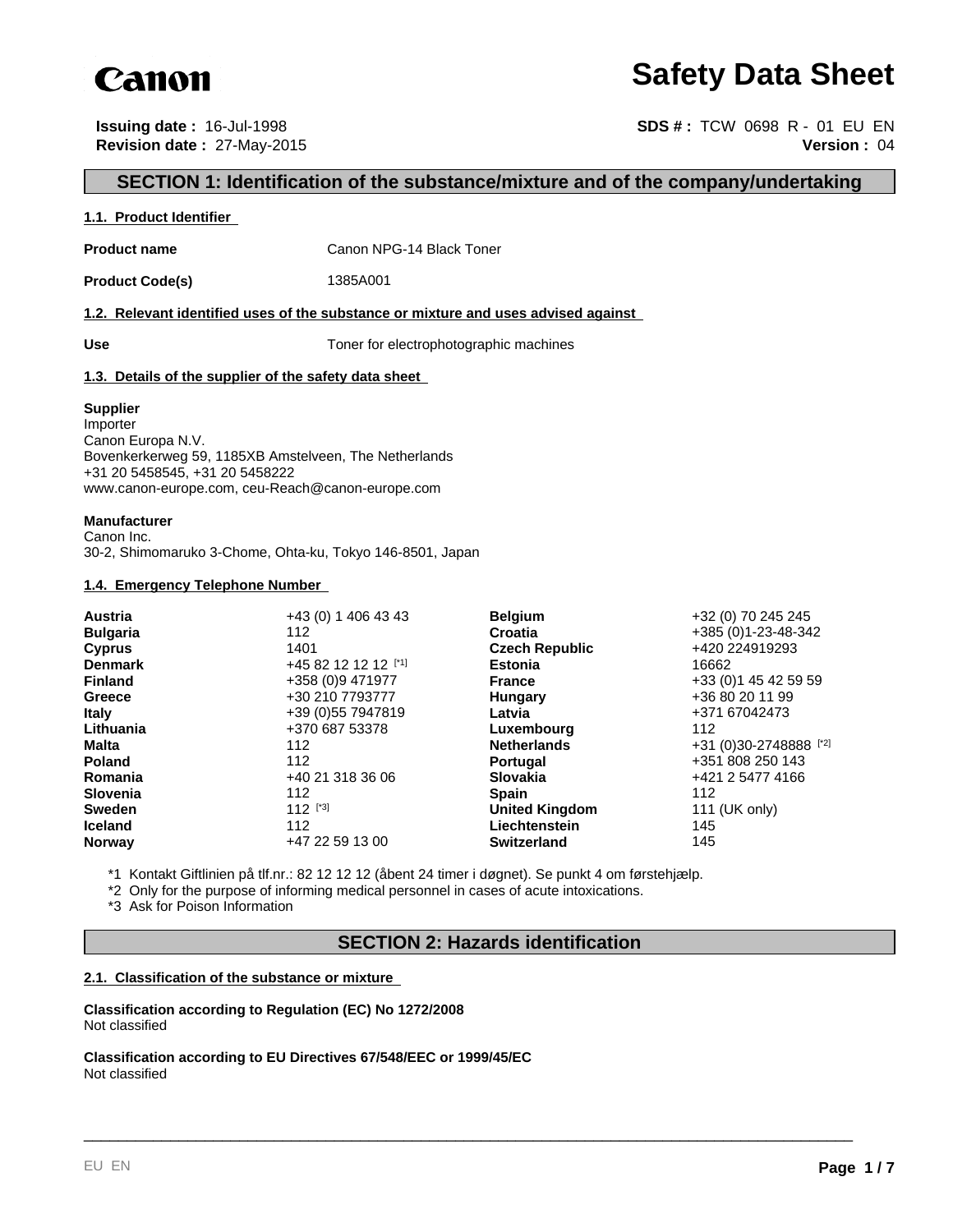Canon

# Safety Data Sheet

**Issuing date :** 16-Jul-1998
**Revision date :** 27-May-2015

**SDS # :** TCW 0698 R - 01 EU EN
**Version :** 04

## SECTION 1: Identification of the substance/mixture and of the company/undertaking

### 1.1. Product Identifier

**Product name** Canon NPG-14 Black Toner

**Product Code(s)** 1385A001

### 1.2. Relevant identified uses of the substance or mixture and uses advised against

**Use** Toner for electrophotographic machines

### 1.3. Details of the supplier of the safety data sheet

**Supplier**
Importer
Canon Europa N.V.
Bovenkerkerweg 59, 1185XB Amstelveen, The Netherlands
+31 20 5458545, +31 20 5458222
www.canon-europe.com, ceu-Reach@canon-europe.com

**Manufacturer**
Canon Inc.
30-2, Shimomaruko 3-Chome, Ohta-ku, Tokyo 146-8501, Japan

### 1.4. Emergency Telephone Number

| | | | |
|---|---|---|---|
| **Austria** | +43 (0) 1 406 43 43 | **Belgium** | +32 (0) 70 245 245 |
| **Bulgaria** | 112 | **Croatia** | +385 (0)1-23-48-342 |
| **Cyprus** | 1401 | **Czech Republic** | +420 224919293 |
| **Denmark** | +45 82 12 12 12 [*1] | **Estonia** | 16662 |
| **Finland** | +358 (0)9 471977 | **France** | +33 (0)1 45 42 59 59 |
| **Greece** | +30 210 7793777 | **Hungary** | +36 80 20 11 99 |
| **Italy** | +39 (0)55 7947819 | **Latvia** | +371 67042473 |
| **Lithuania** | +370 687 53378 | **Luxembourg** | 112 |
| **Malta** | 112 | **Netherlands** | +31 (0)30-2748888 [*2] |
| **Poland** | 112 | **Portugal** | +351 808 250 143 |
| **Romania** | +40 21 318 36 06 | **Slovakia** | +421 2 5477 4166 |
| **Slovenia** | 112 | **Spain** | 112 |
| **Sweden** | 112 [*3] | **United Kingdom** | 111 (UK only) |
| **Iceland** | 112 | **Liechtenstein** | 145 |
| **Norway** | +47 22 59 13 00 | **Switzerland** | 145 |

*1 Kontakt Giftlinien på tlf.nr.: 82 12 12 12 (åbent 24 timer i døgnet). Se punkt 4 om førstehjælp.
*2 Only for the purpose of informing medical personnel in cases of acute intoxications.
*3 Ask for Poison Information

## SECTION 2: Hazards identification

### 2.1. Classification of the substance or mixture

**Classification according to Regulation (EC) No 1272/2008**
Not classified

**Classification according to EU Directives 67/548/EEC or 1999/45/EC**
Not classified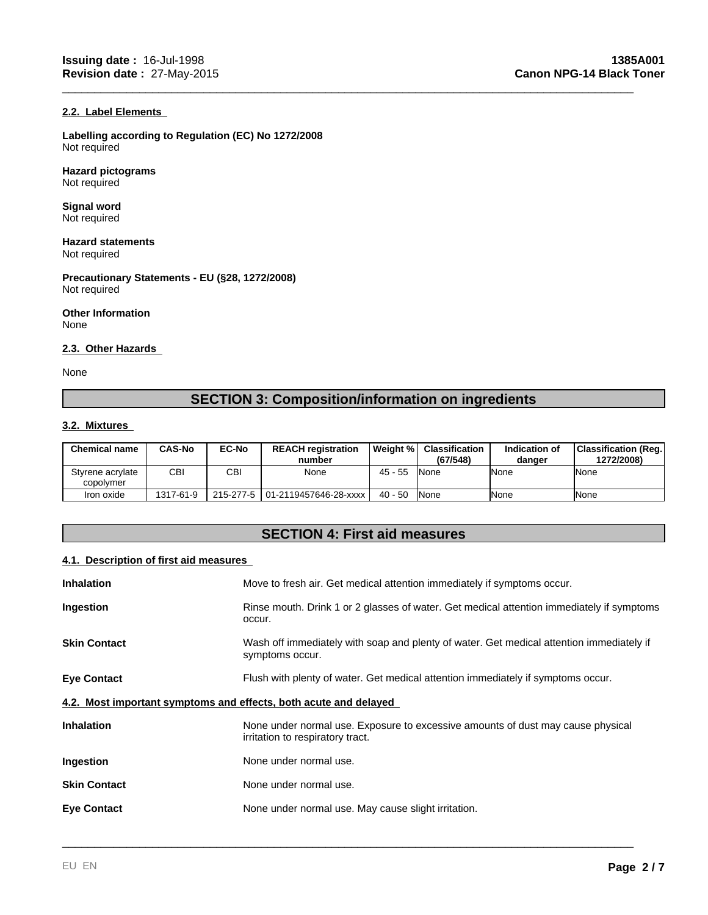### 2.2. Label Elements

**Labelling according to Regulation (EC) No 1272/2008**
Not required

**Hazard pictograms**
Not required

**Signal word**
Not required

**Hazard statements**
Not required

**Precautionary Statements - EU (§28, 1272/2008)**
Not required

**Other Information**
None

### 2.3. Other Hazards

None

## SECTION 3: Composition/information on ingredients

### 3.2. Mixtures

| Chemical name | CAS-No | EC-No | REACH registration number | Weight % | Classification (67/548) | Indication of danger | Classification (Reg. 1272/2008) |
|---|---|---|---|---|---|---|---|
| Styrene acrylate copolymer | CBI | CBI | None | 45 - 55 | None | None | None |
| Iron oxide | 1317-61-9 | 215-277-5 | 01-2119457646-28-xxxx | 40 - 50 | None | None | None |

## SECTION 4: First aid measures

### 4.1. Description of first aid measures

**Inhalation** Move to fresh air. Get medical attention immediately if symptoms occur.

**Ingestion** Rinse mouth. Drink 1 or 2 glasses of water. Get medical attention immediately if symptoms occur.

**Skin Contact** Wash off immediately with soap and plenty of water. Get medical attention immediately if symptoms occur.

**Eye Contact** Flush with plenty of water. Get medical attention immediately if symptoms occur.

### 4.2. Most important symptoms and effects, both acute and delayed

**Inhalation** None under normal use. Exposure to excessive amounts of dust may cause physical irritation to respiratory tract.

**Ingestion** None under normal use.

**Skin Contact** None under normal use.

**Eye Contact** None under normal use. May cause slight irritation.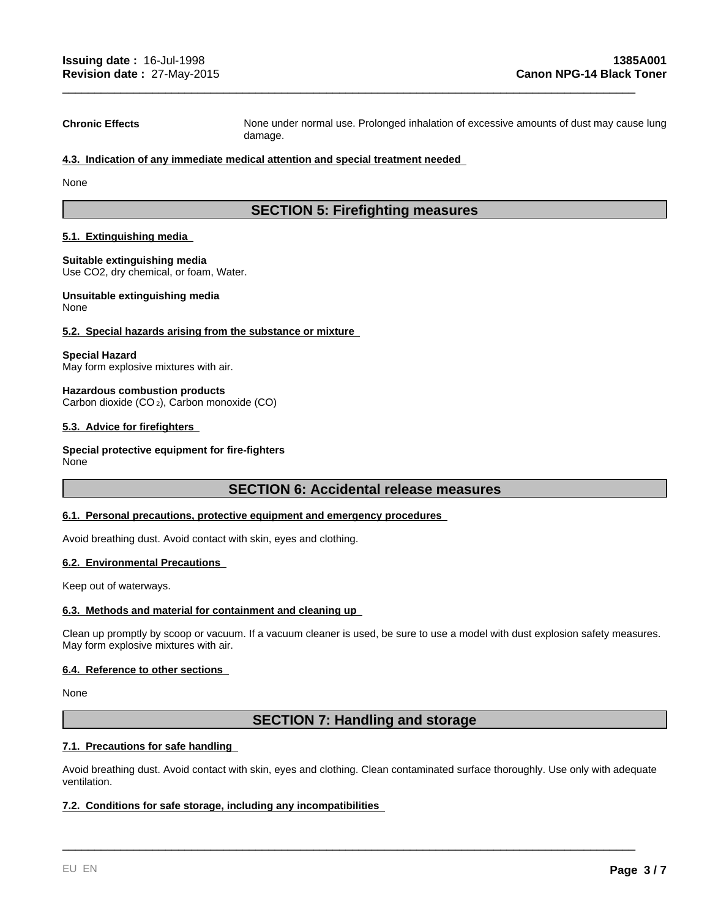**Chronic Effects** None under normal use. Prolonged inhalation of excessive amounts of dust may cause lung damage.

### 4.3. Indication of any immediate medical attention and special treatment needed

None

## SECTION 5: Firefighting measures

### 5.1. Extinguishing media

**Suitable extinguishing media**
Use CO2, dry chemical, or foam, Water.

**Unsuitable extinguishing media**
None

### 5.2. Special hazards arising from the substance or mixture

**Special Hazard**
May form explosive mixtures with air.

**Hazardous combustion products**
Carbon dioxide ($CO_2$), Carbon monoxide (CO)

### 5.3. Advice for firefighters

**Special protective equipment for fire-fighters**
None

## SECTION 6: Accidental release measures

### 6.1. Personal precautions, protective equipment and emergency procedures

Avoid breathing dust. Avoid contact with skin, eyes and clothing.

### 6.2. Environmental Precautions

Keep out of waterways.

### 6.3. Methods and material for containment and cleaning up

Clean up promptly by scoop or vacuum. If a vacuum cleaner is used, be sure to use a model with dust explosion safety measures. May form explosive mixtures with air.

### 6.4. Reference to other sections

None

## SECTION 7: Handling and storage

### 7.1. Precautions for safe handling

Avoid breathing dust. Avoid contact with skin, eyes and clothing. Clean contaminated surface thoroughly. Use only with adequate ventilation.

### 7.2. Conditions for safe storage, including any incompatibilities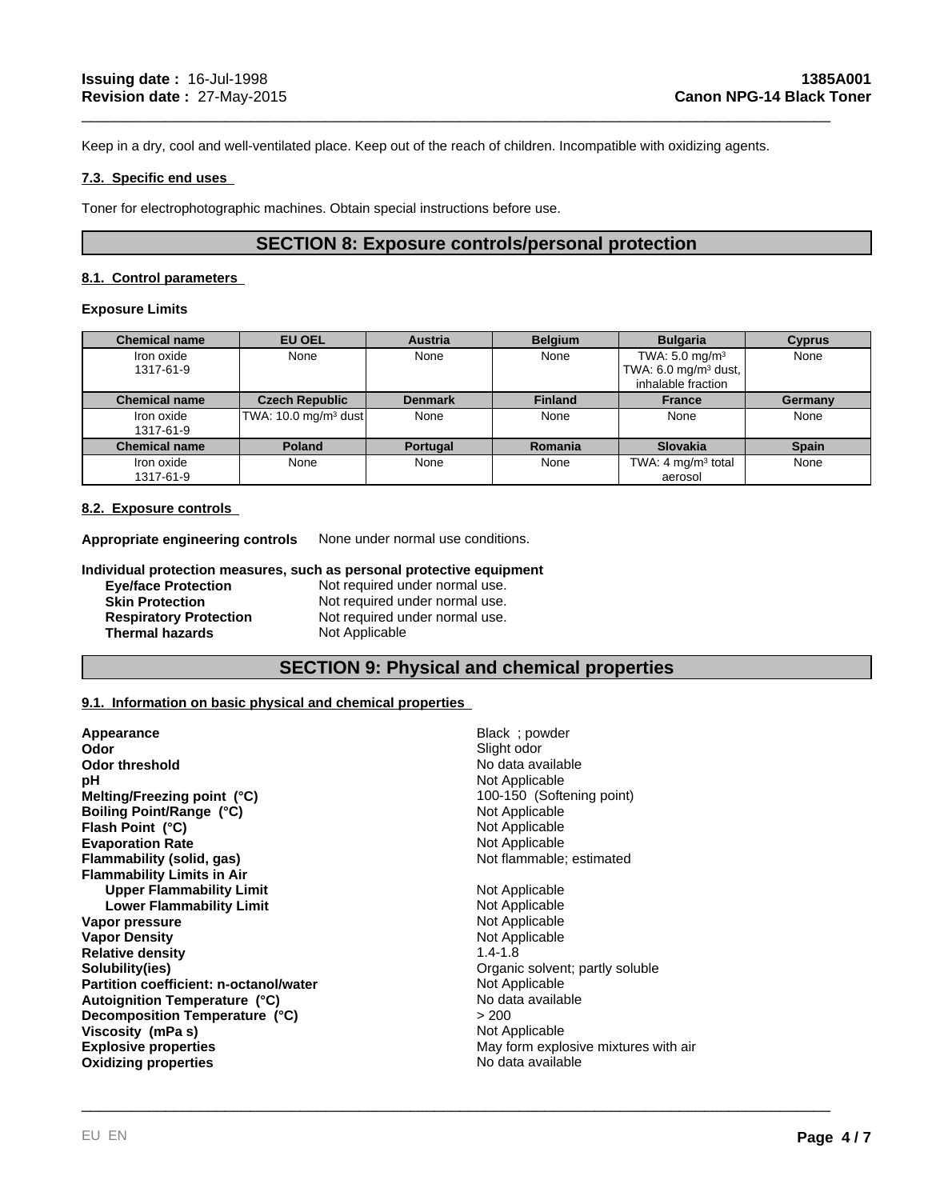Keep in a dry, cool and well-ventilated place. Keep out of the reach of children. Incompatible with oxidizing agents.

### 7.3. Specific end uses

Toner for electrophotographic machines. Obtain special instructions before use.

## SECTION 8: Exposure controls/personal protection

### 8.1. Control parameters

**Exposure Limits**

| Chemical name | EU OEL | Austria | Belgium | Bulgaria | Cyprus |
|---|---|---|---|---|---|
| Iron oxide 1317-61-9 | None | None | None | TWA: 5.0 mg/m³ TWA: 6.0 mg/m³ dust, inhalable fraction | None |
| **Chemical name** | **Czech Republic** | **Denmark** | **Finland** | **France** | **Germany** |
| Iron oxide 1317-61-9 | TWA: 10.0 mg/m³ dust | None | None | None | None |
| **Chemical name** | **Poland** | **Portugal** | **Romania** | **Slovakia** | **Spain** |
| Iron oxide 1317-61-9 | None | None | None | TWA: 4 mg/m³ total aerosol | None |

### 8.2. Exposure controls

**Appropriate engineering controls** None under normal use conditions.

**Individual protection measures, such as personal protective equipment**

- **Eye/face Protection** Not required under normal use.
- **Skin Protection** Not required under normal use.
- **Respiratory Protection** Not required under normal use.
- **Thermal hazards** Not Applicable

## SECTION 9: Physical and chemical properties

### 9.1. Information on basic physical and chemical properties

| | |
|---|---|
| **Appearance** | Black ; powder |
| **Odor** | Slight odor |
| **Odor threshold** | No data available |
| **pH** | Not Applicable |
| **Melting/Freezing point (°C)** | 100-150 (Softening point) |
| **Boiling Point/Range (°C)** | Not Applicable |
| **Flash Point (°C)** | Not Applicable |
| **Evaporation Rate** | Not Applicable |
| **Flammability (solid, gas)** | Not flammable; estimated |
| **Flammability Limits in Air** | |
| **Upper Flammability Limit** | Not Applicable |
| **Lower Flammability Limit** | Not Applicable |
| **Vapor pressure** | Not Applicable |
| **Vapor Density** | Not Applicable |
| **Relative density** | 1.4-1.8 |
| **Solubility(ies)** | Organic solvent; partly soluble |
| **Partition coefficient: n-octanol/water** | Not Applicable |
| **Autoignition Temperature (°C)** | No data available |
| **Decomposition Temperature (°C)** | > 200 |
| **Viscosity (mPa s)** | Not Applicable |
| **Explosive properties** | May form explosive mixtures with air |
| **Oxidizing properties** | No data available |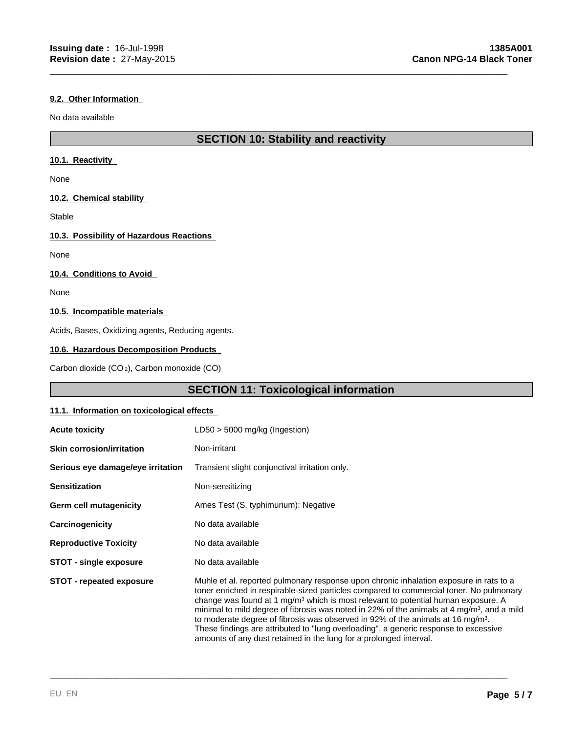#### 9.2. Other Information

No data available

## SECTION 10: Stability and reactivity

#### 10.1. Reactivity

None

#### 10.2. Chemical stability

Stable

#### 10.3. Possibility of Hazardous Reactions

None

#### 10.4. Conditions to Avoid

None

#### 10.5. Incompatible materials

Acids, Bases, Oxidizing agents, Reducing agents.

#### 10.6. Hazardous Decomposition Products

Carbon dioxide ($CO_2$), Carbon monoxide (CO)

## SECTION 11: Toxicological information

#### 11.1. Information on toxicological effects

| | |
|---|---|
| **Acute toxicity** | LD50 > 5000 mg/kg (Ingestion) |
| **Skin corrosion/irritation** | Non-irritant |
| **Serious eye damage/eye irritation** | Transient slight conjunctival irritation only. |
| **Sensitization** | Non-sensitizing |
| **Germ cell mutagenicity** | Ames Test (S. typhimurium): Negative |
| **Carcinogenicity** | No data available |
| **Reproductive Toxicity** | No data available |
| **STOT - single exposure** | No data available |
| **STOT - repeated exposure** | Muhle et al. reported pulmonary response upon chronic inhalation exposure in rats to a toner enriched in respirable-sized particles compared to commercial toner. No pulmonary change was found at 1 mg/m$^3$ which is most relevant to potential human exposure. A minimal to mild degree of fibrosis was noted in 22% of the animals at 4 mg/m$^3$, and a mild to moderate degree of fibrosis was observed in 92% of the animals at 16 mg/m$^3$. These findings are attributed to "lung overloading", a generic response to excessive amounts of any dust retained in the lung for a prolonged interval. |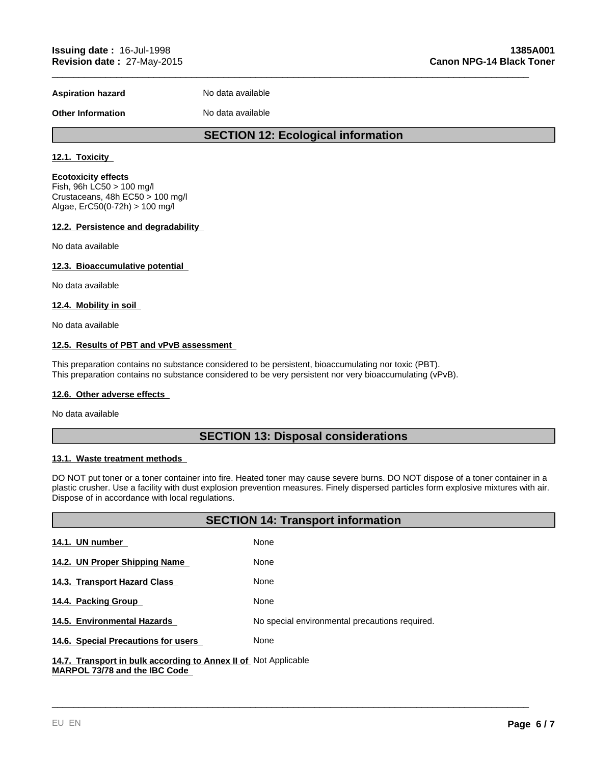**Aspiration hazard** No data available

**Other Information** No data available

## SECTION 12: Ecological information

### 12.1. Toxicity

**Ecotoxicity effects**
Fish, 96h LC50 > 100 mg/l
Crustaceans, 48h EC50 > 100 mg/l
Algae, ErC50(0-72h) > 100 mg/l

### 12.2. Persistence and degradability

No data available

### 12.3. Bioaccumulative potential

No data available

### 12.4. Mobility in soil

No data available

### 12.5. Results of PBT and vPvB assessment

This preparation contains no substance considered to be persistent, bioaccumulating nor toxic (PBT).
This preparation contains no substance considered to be very persistent nor very bioaccumulating (vPvB).

### 12.6. Other adverse effects

No data available

## SECTION 13: Disposal considerations

### 13.1. Waste treatment methods

DO NOT put toner or a toner container into fire. Heated toner may cause severe burns. DO NOT dispose of a toner container in a plastic crusher. Use a facility with dust explosion prevention measures. Finely dispersed particles form explosive mixtures with air. Dispose of in accordance with local regulations.

## SECTION 14: Transport information

| | |
|---|---|
| **14.1. UN number** | None |
| **14.2. UN Proper Shipping Name** | None |
| **14.3. Transport Hazard Class** | None |
| **14.4. Packing Group** | None |
| **14.5. Environmental Hazards** | No special environmental precautions required. |
| **14.6. Special Precautions for users** | None |
| **14.7. Transport in bulk according to Annex II of MARPOL 73/78 and the IBC Code** | Not Applicable |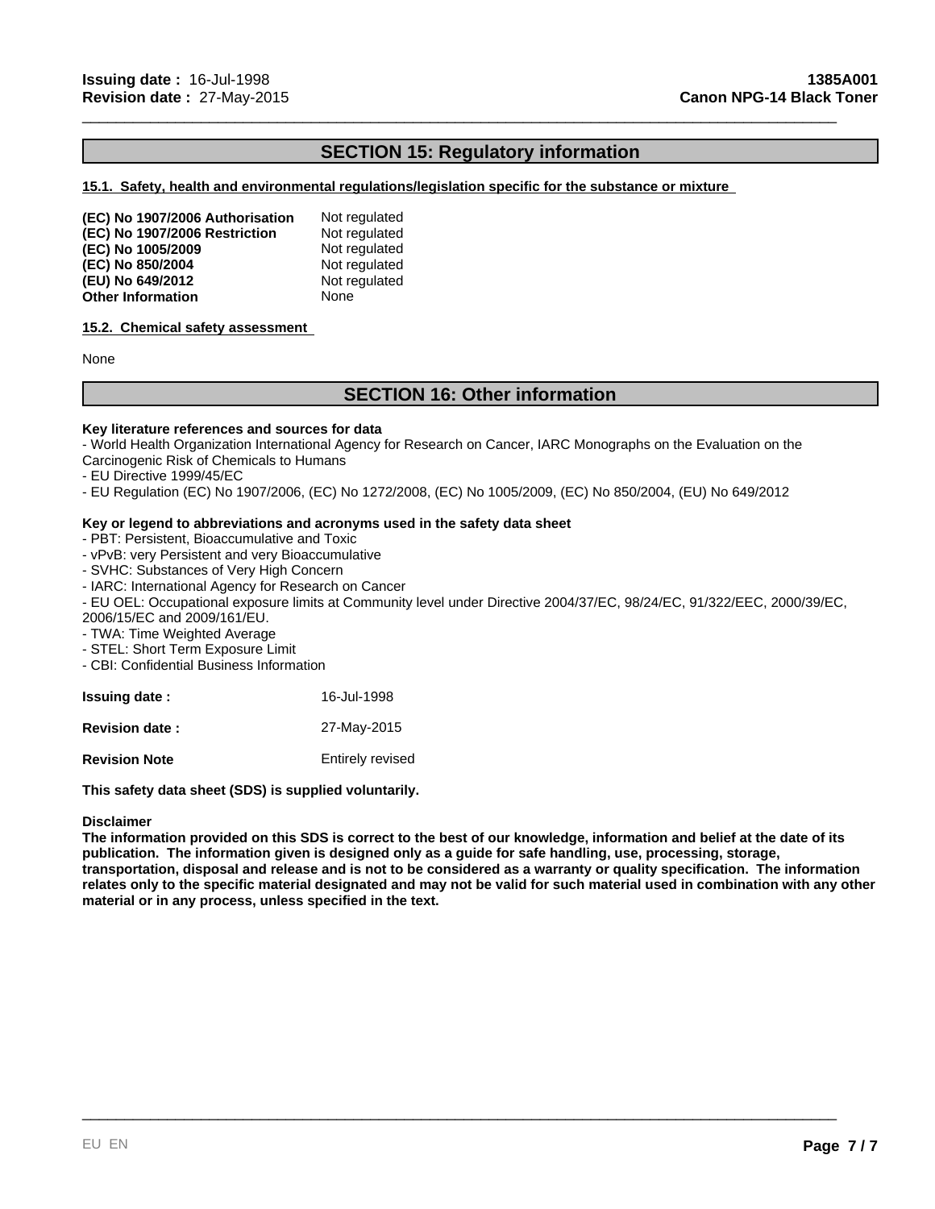## SECTION 15: Regulatory information

### 15.1. Safety, health and environmental regulations/legislation specific for the substance or mixture

| | |
|---|---|
| **(EC) No 1907/2006 Authorisation** | Not regulated |
| **(EC) No 1907/2006 Restriction** | Not regulated |
| **(EC) No 1005/2009** | Not regulated |
| **(EC) No 850/2004** | Not regulated |
| **(EU) No 649/2012** | Not regulated |
| **Other Information** | None |

### 15.2. Chemical safety assessment

None

## SECTION 16: Other information

**Key literature references and sources for data**

- World Health Organization International Agency for Research on Cancer, IARC Monographs on the Evaluation on the Carcinogenic Risk of Chemicals to Humans
- EU Directive 1999/45/EC
- EU Regulation (EC) No 1907/2006, (EC) No 1272/2008, (EC) No 1005/2009, (EC) No 850/2004, (EU) No 649/2012

**Key or legend to abbreviations and acronyms used in the safety data sheet**

- PBT: Persistent, Bioaccumulative and Toxic
- vPvB: very Persistent and very Bioaccumulative
- SVHC: Substances of Very High Concern
- IARC: International Agency for Research on Cancer
- EU OEL: Occupational exposure limits at Community level under Directive 2004/37/EC, 98/24/EC, 91/322/EEC, 2000/39/EC, 2006/15/EC and 2009/161/EU.
- TWA: Time Weighted Average
- STEL: Short Term Exposure Limit
- CBI: Confidential Business Information

| | |
|---|---|
| **Issuing date :** | 16-Jul-1998 |
| **Revision date :** | 27-May-2015 |
| **Revision Note** | Entirely revised |

**This safety data sheet (SDS) is supplied voluntarily.**

**Disclaimer**

**The information provided on this SDS is correct to the best of our knowledge, information and belief at the date of its publication. The information given is designed only as a guide for safe handling, use, processing, storage, transportation, disposal and release and is not to be considered as a warranty or quality specification. The information relates only to the specific material designated and may not be valid for such material used in combination with any other material or in any process, unless specified in the text.**